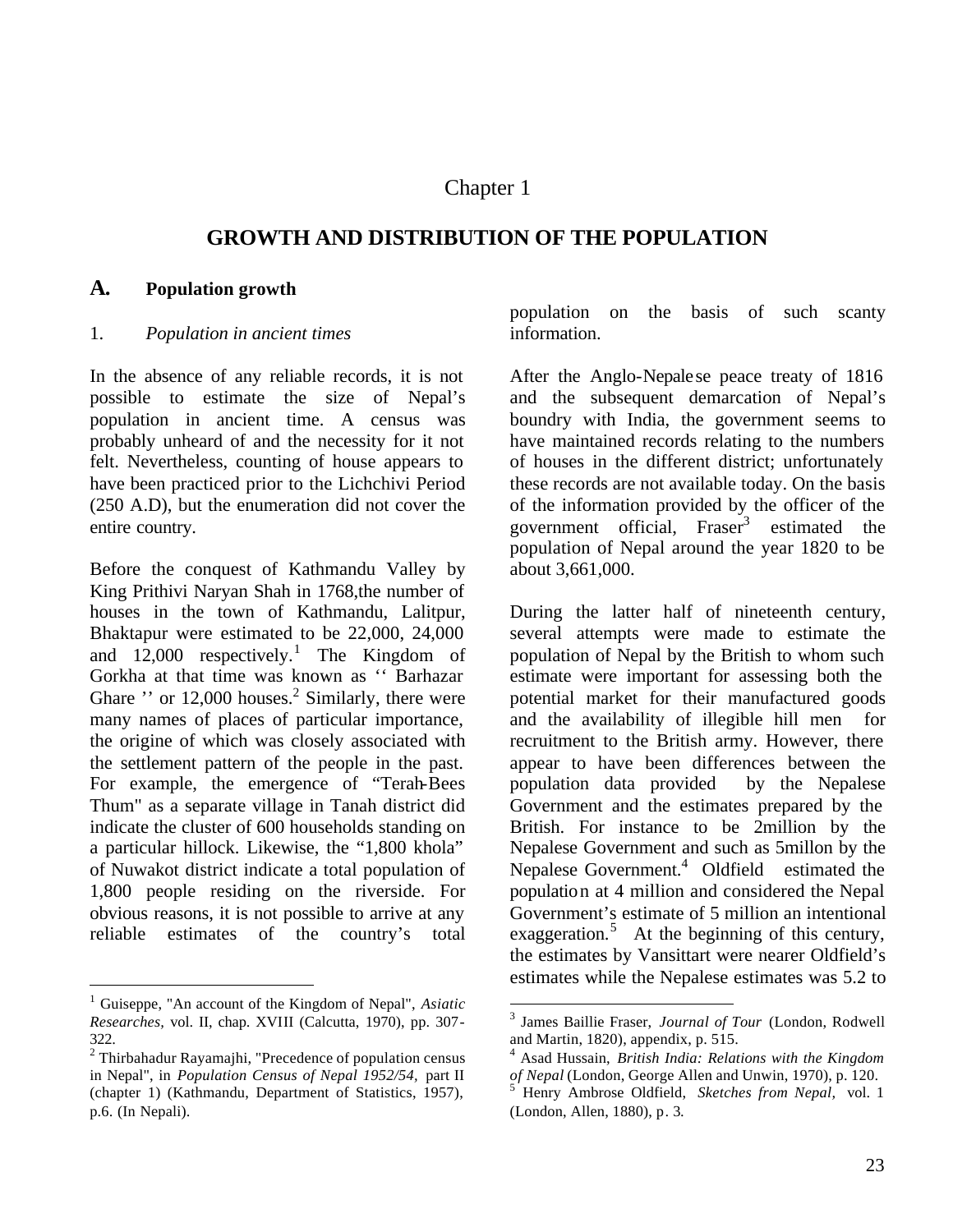Chapter 1

# GROWTH AND DISTRIBUTION OF THE POPULATION

## A. Population growth

### 1. *Population in ancient times*

In the absence of any reliable records, it is not possible to estimate the size of Nepal's population in ancient time. A census was probably unheard of and the necessity for it not felt. Nevertheless, counting of house appears to have been practiced prior to the Lichchivi Period (250 A.D), but the enumeration did not cover the entire country.

Before the conquest of Kathmandu Valley by King Prithivi Naryan Shah in 1768,the number of houses in the town of Kathmandu, Lalitpur, Bhaktapur were estimated to be 22,000, 24,000 and 12,000 respectively.[1] The Kingdom of Gorkha at that time was known as ‘‘ Barhazar Ghare ’’ or 12,000 houses.[2] Similarly, there were many names of places of particular importance, the origine of which was closely associated with the settlement pattern of the people in the past. For example, the emergence of “Terah-Bees Thum" as a separate village in Tanah district did indicate the cluster of 600 households standing on a particular hillock. Likewise, the “1,800 khola” of Nuwakot district indicate a total population of 1,800 people residing on the riverside. For obvious reasons, it is not possible to arrive at any reliable estimates of the country's total population on the basis of such scanty information.

After the Anglo-Nepalese peace treaty of 1816 and the subsequent demarcation of Nepal's boundry with India, the government seems to have maintained records relating to the numbers of houses in the different district; unfortunately these records are not available today. On the basis of the information provided by the officer of the government official, Fraser[3] estimated the population of Nepal around the year 1820 to be about 3,661,000.

During the latter half of nineteenth century, several attempts were made to estimate the population of Nepal by the British to whom such estimate were important for assessing both the potential market for their manufactured goods and the availability of illegible hill men for recruitment to the British army. However, there appear to have been differences between the population data provided by the Nepalese Government and the estimates prepared by the British. For instance to be 2million by the Nepalese Government and such as 5millon by the Nepalese Government.[4] Oldfield estimated the population at 4 million and considered the Nepal Government's estimate of 5 million an intentional exaggeration.[5] At the beginning of this century, the estimates by Vansittart were nearer Oldfield's estimates while the Nepalese estimates was 5.2 to

---

[1] Guiseppe, "An account of the Kingdom of Nepal", *Asiatic Researches*, vol. II, chap. XVIII (Calcutta, 1970), pp. 307-322.

[2] Thirbahadur Rayamajhi, "Precedence of population census in Nepal", in *Population Census of Nepal 1952/54*, part II (chapter 1) (Kathmandu, Department of Statistics, 1957), p.6. (In Nepali).

[3] James Baillie Fraser, *Journal of Tour* (London, Rodwell and Martin, 1820), appendix, p. 515.

[4] Asad Hussain, *British India: Relations with the Kingdom of Nepal* (London, George Allen and Unwin, 1970), p. 120.

[5] Henry Ambrose Oldfield, *Sketches from Nepal*, vol. 1 (London, Allen, 1880), p. 3.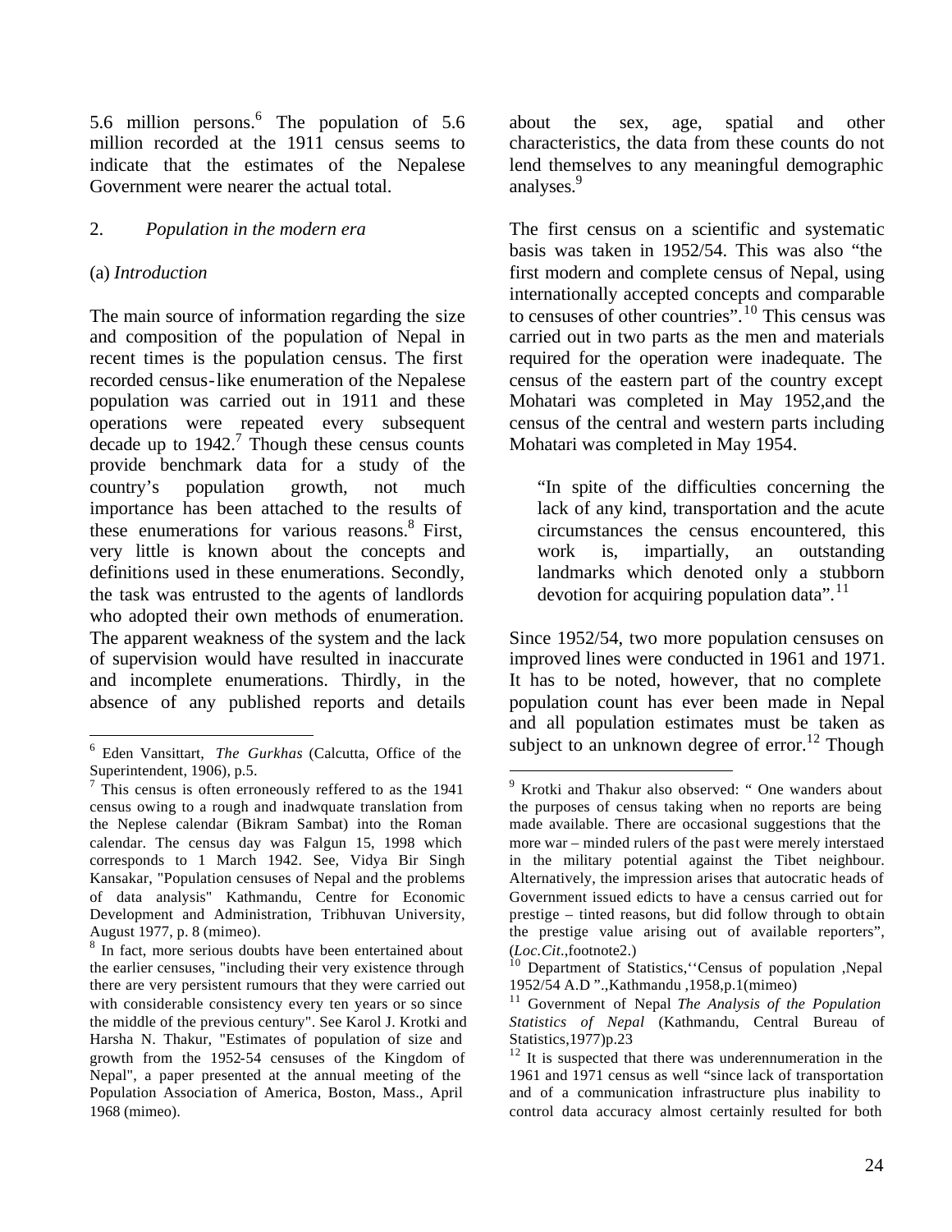5.6 million persons.[6] The population of 5.6 million recorded at the 1911 census seems to indicate that the estimates of the Nepalese Government were nearer the actual total.

## 2. *Population in the modern era*

### (a) *Introduction*

The main source of information regarding the size and composition of the population of Nepal in recent times is the population census. The first recorded census-like enumeration of the Nepalese population was carried out in 1911 and these operations were repeated every subsequent decade up to 1942.[7] Though these census counts provide benchmark data for a study of the country's population growth, not much importance has been attached to the results of these enumerations for various reasons.[8] First, very little is known about the concepts and definitions used in these enumerations. Secondly, the task was entrusted to the agents of landlords who adopted their own methods of enumeration. The apparent weakness of the system and the lack of supervision would have resulted in inaccurate and incomplete enumerations. Thirdly, in the absence of any published reports and details about the sex, age, spatial and other characteristics, the data from these counts do not lend themselves to any meaningful demographic analyses.[9]

The first census on a scientific and systematic basis was taken in 1952/54. This was also "the first modern and complete census of Nepal, using internationally accepted concepts and comparable to censuses of other countries".[10] This census was carried out in two parts as the men and materials required for the operation were inadequate. The census of the eastern part of the country except Mohatari was completed in May 1952,and the census of the central and western parts including Mohatari was completed in May 1954.

> "In spite of the difficulties concerning the lack of any kind, transportation and the acute circumstances the census encountered, this work is, impartially, an outstanding landmarks which denoted only a stubborn devotion for acquiring population data".[11]

Since 1952/54, two more population censuses on improved lines were conducted in 1961 and 1971. It has to be noted, however, that no complete population count has ever been made in Nepal and all population estimates must be taken as subject to an unknown degree of error.[12] Though

---

[6] Eden Vansittart, *The Gurkhas* (Calcutta, Office of the Superintendent, 1906), p.5.

[7] This census is often erroneously reffered to as the 1941 census owing to a rough and inadwquate translation from the Neplese calendar (Bikram Sambat) into the Roman calendar. The census day was Falgun 15, 1998 which corresponds to 1 March 1942. See, Vidya Bir Singh Kansakar, "Population censuses of Nepal and the problems of data analysis" Kathmandu, Centre for Economic Development and Administration, Tribhuvan University, August 1977, p. 8 (mimeo).

[8] In fact, more serious doubts have been entertained about the earlier censuses, "including their very existence through there are very persistent rumours that they were carried out with considerable consistency every ten years or so since the middle of the previous century". See Karol J. Krotki and Harsha N. Thakur, "Estimates of population of size and growth from the 1952-54 censuses of the Kingdom of Nepal", a paper presented at the annual meeting of the Population Association of America, Boston, Mass., April 1968 (mimeo).

[9] Krotki and Thakur also observed: " One wanders about the purposes of census taking when no reports are being made available. There are occasional suggestions that the more war – minded rulers of the past were merely interstaed in the military potential against the Tibet neighbour. Alternatively, the impression arises that autocratic heads of Government issued edicts to have a census carried out for prestige – tinted reasons, but did follow through to obtain the prestige value arising out of available reporters", (*Loc.Cit*.,footnote2.)

[10] Department of Statistics,''Census of population ,Nepal 1952/54 A.D ".,Kathmandu ,1958,p.1(mimeo)

[11] Government of Nepal *The Analysis of the Population Statistics of Nepal* (Kathmandu, Central Bureau of Statistics,1977)p.23

[12] It is suspected that there was underennumeration in the 1961 and 1971 census as well "since lack of transportation and of a communication infrastructure plus inability to control data accuracy almost certainly resulted for both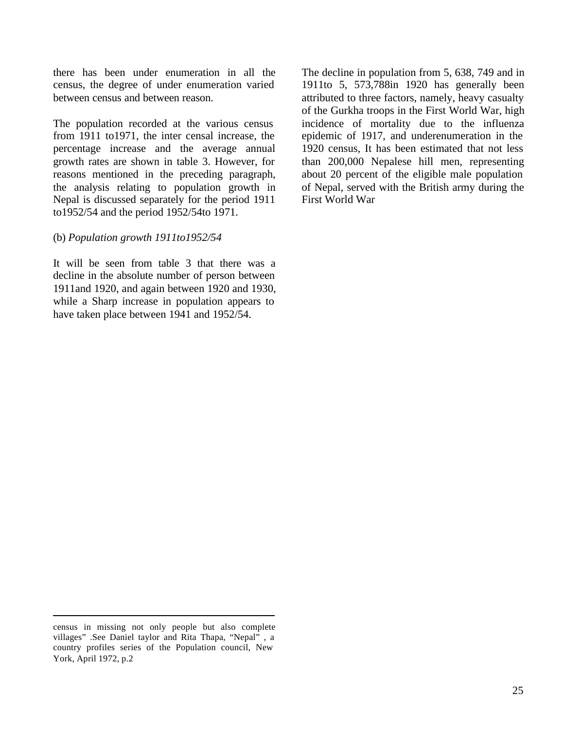there has been under enumeration in all the census, the degree of under enumeration varied between census and between reason.

The population recorded at the various census from 1911 to1971, the inter censal increase, the percentage increase and the average annual growth rates are shown in table 3. However, for reasons mentioned in the preceding paragraph, the analysis relating to population growth in Nepal is discussed separately for the period 1911 to1952/54 and the period 1952/54to 1971.

(b) *Population growth 1911to1952/54*

It will be seen from table 3 that there was a decline in the absolute number of person between 1911and 1920, and again between 1920 and 1930, while a Sharp increase in population appears to have taken place between 1941 and 1952/54.

The decline in population from 5, 638, 749 and in 1911to 5, 573,788in 1920 has generally been attributed to three factors, namely, heavy casualty of the Gurkha troops in the First World War, high incidence of mortality due to the influenza epidemic of 1917, and underenumeration in the 1920 census, It has been estimated that not less than 200,000 Nepalese hill men, representing about 20 percent of the eligible male population of Nepal, served with the British army during the First World War

---

census in missing not only people but also complete villages" .See Daniel taylor and Rita Thapa, "Nepal" , a country profiles series of the Population council, New York, April 1972, p.2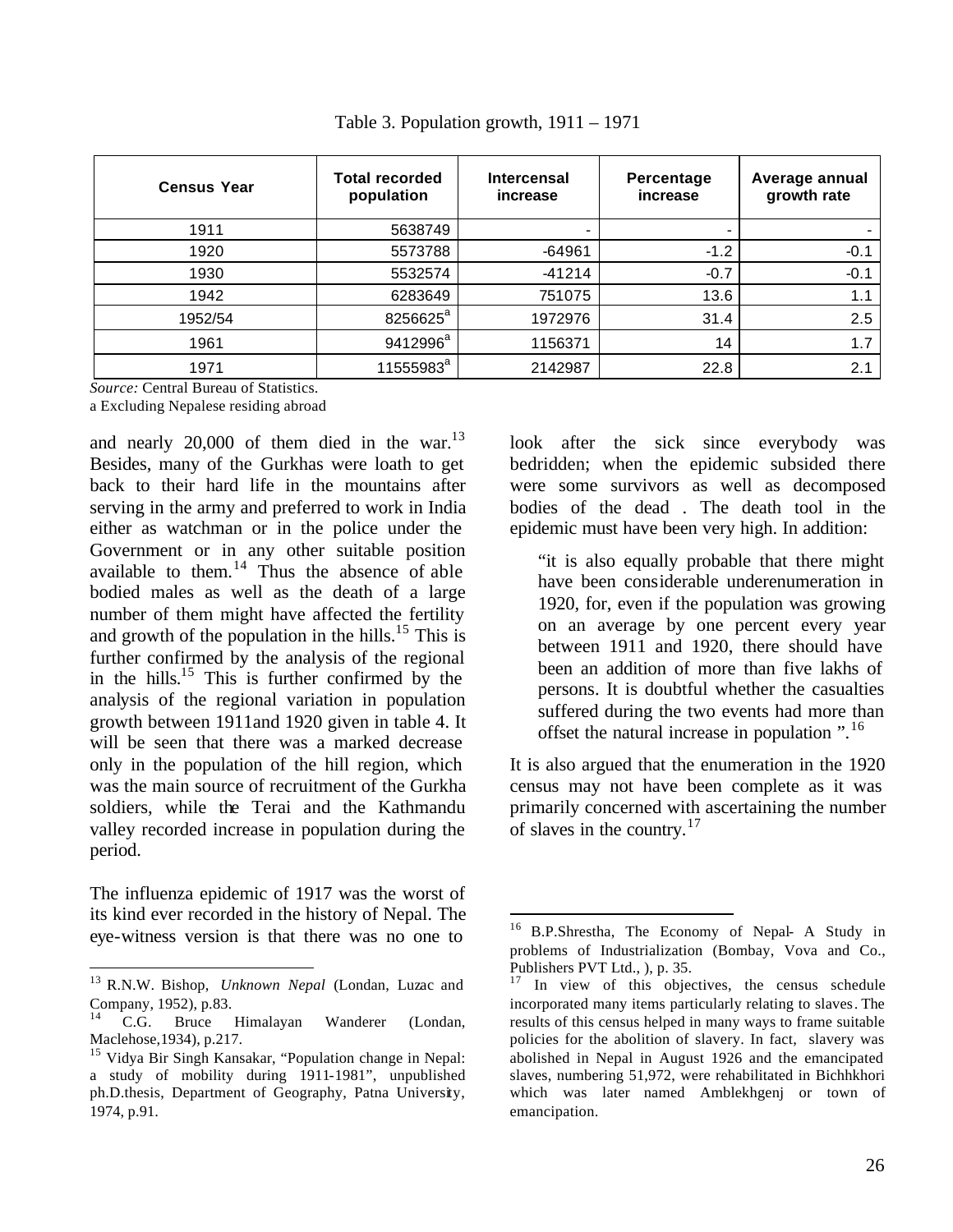Table 3. Population growth, 1911 – 1971

| Census Year | Total recorded population | Intercensal increase | Percentage increase | Average annual growth rate |
|---|---|---|---|---|
| 1911 | 5638749 | - | - | - |
| 1920 | 5573788 | -64961 | -1.2 | -0.1 |
| 1930 | 5532574 | -41214 | -0.7 | -0.1 |
| 1942 | 6283649 | 751075 | 13.6 | 1.1 |
| 1952/54 | 8256625[a] | 1972976 | 31.4 | 2.5 |
| 1961 | 9412996[a] | 1156371 | 14 | 1.7 |
| 1971 | 11555983[a] | 2142987 | 22.8 | 2.1 |

*Source:* Central Bureau of Statistics.
a Excluding Nepalese residing abroad

and nearly 20,000 of them died in the war.[13] Besides, many of the Gurkhas were loath to get back to their hard life in the mountains after serving in the army and preferred to work in India either as watchman or in the police under the Government or in any other suitable position available to them.[14] Thus the absence of able bodied males as well as the death of a large number of them might have affected the fertility and growth of the population in the hills.[15] This is further confirmed by the analysis of the regional in the hills.[15] This is further confirmed by the analysis of the regional variation in population growth between 1911and 1920 given in table 4. It will be seen that there was a marked decrease only in the population of the hill region, which was the main source of recruitment of the Gurkha soldiers, while the Terai and the Kathmandu valley recorded increase in population during the period.

The influenza epidemic of 1917 was the worst of its kind ever recorded in the history of Nepal. The eye-witness version is that there was no one to look after the sick since everybody was bedridden; when the epidemic subsided there were some survivors as well as decomposed bodies of the dead . The death tool in the epidemic must have been very high. In addition:

> "it is also equally probable that there might have been considerable underenumeration in 1920, for, even if the population was growing on an average by one percent every year between 1911 and 1920, there should have been an addition of more than five lakhs of persons. It is doubtful whether the casualties suffered during the two events had more than offset the natural increase in population ".[16]

It is also argued that the enumeration in the 1920 census may not have been complete as it was primarily concerned with ascertaining the number of slaves in the country.[17]

---

[13] R.N.W. Bishop, *Unknown Nepal* (Londan, Luzac and Company, 1952), p.83.

[14] C.G. Bruce Himalayan Wanderer (Londan, Maclehose,1934), p.217.

[15] Vidya Bir Singh Kansakar, "Population change in Nepal: a study of mobility during 1911-1981", unpublished ph.D.thesis, Department of Geography, Patna University, 1974, p.91.

[16] B.P.Shrestha, The Economy of Nepal- A Study in problems of Industrialization (Bombay, Vova and Co., Publishers PVT Ltd., ), p. 35.

[17] In view of this objectives, the census schedule incorporated many items particularly relating to slaves. The results of this census helped in many ways to frame suitable policies for the abolition of slavery. In fact, slavery was abolished in Nepal in August 1926 and the emancipated slaves, numbering 51,972, were rehabilitated in Bichhkhori which was later named Amblekhgenj or town of emancipation.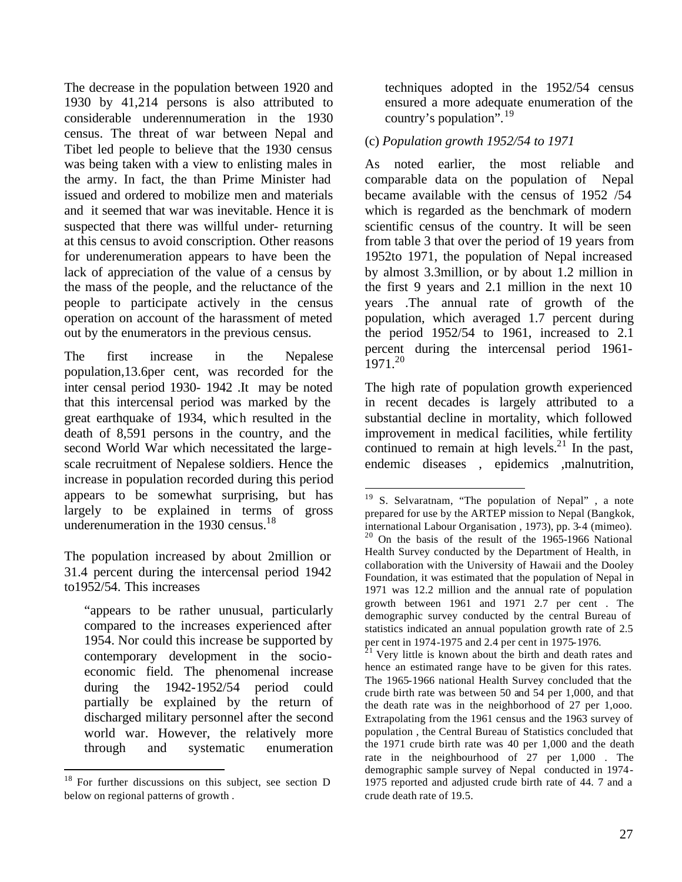The decrease in the population between 1920 and 1930 by 41,214 persons is also attributed to considerable underennumeration in the 1930 census. The threat of war between Nepal and Tibet led people to believe that the 1930 census was being taken with a view to enlisting males in the army. In fact, the than Prime Minister had issued and ordered to mobilize men and materials and it seemed that war was inevitable. Hence it is suspected that there was willful under- returning at this census to avoid conscription. Other reasons for underenumeration appears to have been the lack of appreciation of the value of a census by the mass of the people, and the reluctance of the people to participate actively in the census operation on account of the harassment of meted out by the enumerators in the previous census.

The first increase in the Nepalese population,13.6per cent, was recorded for the inter censal period 1930- 1942 .It may be noted that this intercensal period was marked by the great earthquake of 1934, which resulted in the death of 8,591 persons in the country, and the second World War which necessitated the large-scale recruitment of Nepalese soldiers. Hence the increase in population recorded during this period appears to be somewhat surprising, but has largely to be explained in terms of gross underenumeration in the 1930 census.[18]

The population increased by about 2million or 31.4 percent during the intercensal period 1942 to1952/54. This increases

> "appears to be rather unusual, particularly compared to the increases experienced after 1954. Nor could this increase be supported by contemporary development in the socio-economic field. The phenomenal increase during the 1942-1952/54 period could partially be explained by the return of discharged military personnel after the second world war. However, the relatively more through and systematic enumeration techniques adopted in the 1952/54 census ensured a more adequate enumeration of the country's population".[19]

(c) *Population growth 1952/54 to 1971*

As noted earlier, the most reliable and comparable data on the population of Nepal became available with the census of 1952 /54 which is regarded as the benchmark of modern scientific census of the country. It will be seen from table 3 that over the period of 19 years from 1952to 1971, the population of Nepal increased by almost 3.3million, or by about 1.2 million in the first 9 years and 2.1 million in the next 10 years .The annual rate of growth of the population, which averaged 1.7 percent during the period 1952/54 to 1961, increased to 2.1 percent during the intercensal period 1961-1971.[20]

The high rate of population growth experienced in recent decades is largely attributed to a substantial decline in mortality, which followed improvement in medical facilities, while fertility continued to remain at high levels.[21] In the past, endemic diseases , epidemics ,malnutrition,

---

[18] For further discussions on this subject, see section D below on regional patterns of growth .

[19] S. Selvaratnam, "The population of Nepal" , a note prepared for use by the ARTEP mission to Nepal (Bangkok, international Labour Organisation , 1973), pp. 3-4 (mimeo).

[20] On the basis of the result of the 1965-1966 National Health Survey conducted by the Department of Health, in collaboration with the University of Hawaii and the Dooley Foundation, it was estimated that the population of Nepal in 1971 was 12.2 million and the annual rate of population growth between 1961 and 1971 2.7 per cent . The demographic survey conducted by the central Bureau of statistics indicated an annual population growth rate of 2.5 per cent in 1974-1975 and 2.4 per cent in 1975-1976.

[21] Very little is known about the birth and death rates and hence an estimated range have to be given for this rates. The 1965-1966 national Health Survey concluded that the crude birth rate was between 50 and 54 per 1,000, and that the death rate was in the neighborhood of 27 per 1,ooo. Extrapolating from the 1961 census and the 1963 survey of population , the Central Bureau of Statistics concluded that the 1971 crude birth rate was 40 per 1,000 and the death rate in the neighbourhood of 27 per 1,000 . The demographic sample survey of Nepal conducted in 1974-1975 reported and adjusted crude birth rate of 44. 7 and a crude death rate of 19.5.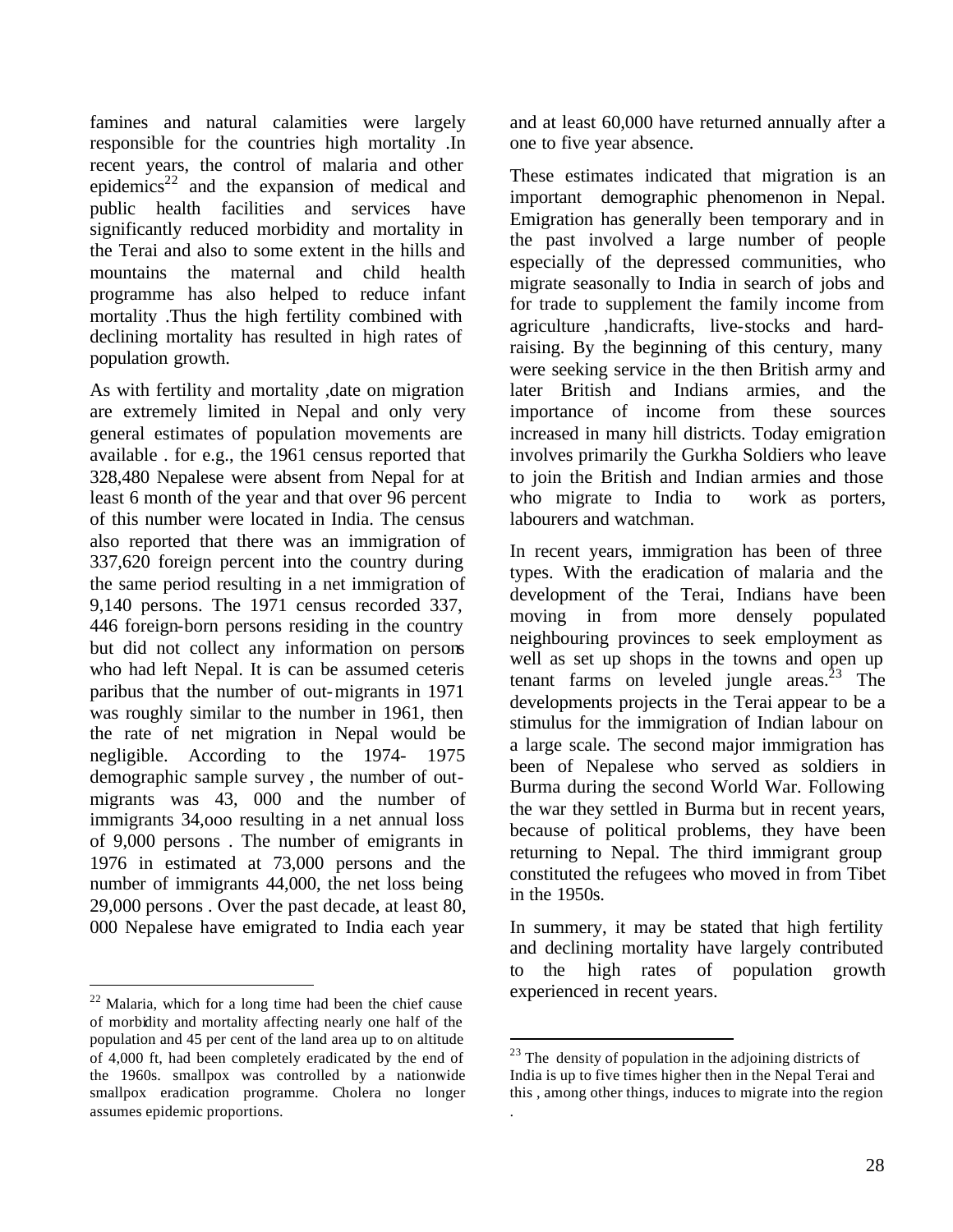famines and natural calamities were largely responsible for the countries high mortality .In recent years, the control of malaria and other epidemics[22] and the expansion of medical and public health facilities and services have significantly reduced morbidity and mortality in the Terai and also to some extent in the hills and mountains the maternal and child health programme has also helped to reduce infant mortality .Thus the high fertility combined with declining mortality has resulted in high rates of population growth.

As with fertility and mortality ,date on migration are extremely limited in Nepal and only very general estimates of population movements are available . for e.g., the 1961 census reported that 328,480 Nepalese were absent from Nepal for at least 6 month of the year and that over 96 percent of this number were located in India. The census also reported that there was an immigration of 337,620 foreign percent into the country during the same period resulting in a net immigration of 9,140 persons. The 1971 census recorded 337, 446 foreign-born persons residing in the country but did not collect any information on persons who had left Nepal. It is can be assumed ceteris paribus that the number of out-migrants in 1971 was roughly similar to the number in 1961, then the rate of net migration in Nepal would be negligible. According to the 1974- 1975 demographic sample survey , the number of out-migrants was 43, 000 and the number of immigrants 34,ooo resulting in a net annual loss of 9,000 persons . The number of emigrants in 1976 in estimated at 73,000 persons and the number of immigrants 44,000, the net loss being 29,000 persons . Over the past decade, at least 80, 000 Nepalese have emigrated to India each year and at least 60,000 have returned annually after a one to five year absence.

These estimates indicated that migration is an important demographic phenomenon in Nepal. Emigration has generally been temporary and in the past involved a large number of people especially of the depressed communities, who migrate seasonally to India in search of jobs and for trade to supplement the family income from agriculture ,handicrafts, live-stocks and hard-raising. By the beginning of this century, many were seeking service in the then British army and later British and Indians armies, and the importance of income from these sources increased in many hill districts. Today emigration involves primarily the Gurkha Soldiers who leave to join the British and Indian armies and those who migrate to India to work as porters, labourers and watchman.

In recent years, immigration has been of three types. With the eradication of malaria and the development of the Terai, Indians have been moving in from more densely populated neighbouring provinces to seek employment as well as set up shops in the towns and open up tenant farms on leveled jungle areas.[23] The developments projects in the Terai appear to be a stimulus for the immigration of Indian labour on a large scale. The second major immigration has been of Nepalese who served as soldiers in Burma during the second World War. Following the war they settled in Burma but in recent years, because of political problems, they have been returning to Nepal. The third immigrant group constituted the refugees who moved in from Tibet in the 1950s.

In summery, it may be stated that high fertility and declining mortality have largely contributed to the high rates of population growth experienced in recent years.

---

[22] Malaria, which for a long time had been the chief cause of morbidity and mortality affecting nearly one half of the population and 45 per cent of the land area up to on altitude of 4,000 ft, had been completely eradicated by the end of the 1960s. smallpox was controlled by a nationwide smallpox eradication programme. Cholera no longer assumes epidemic proportions.

[23] The density of population in the adjoining districts of India is up to five times higher then in the Nepal Terai and this , among other things, induces to migrate into the region .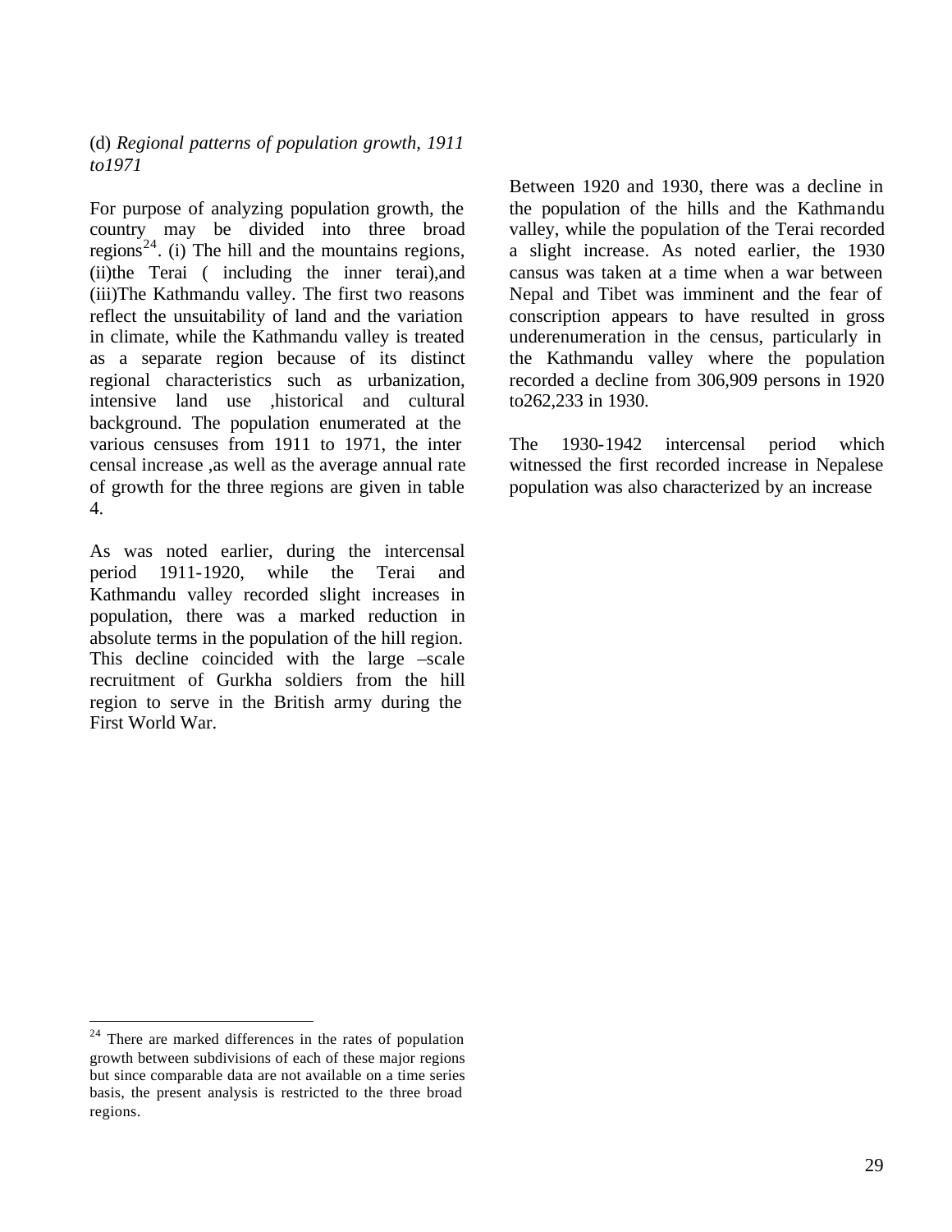(d) *Regional patterns of population growth, 1911 to1971*

For purpose of analyzing population growth, the country may be divided into three broad regions[24]. (i) The hill and the mountains regions, (ii)the Terai ( including the inner terai),and (iii)The Kathmandu valley. The first two reasons reflect the unsuitability of land and the variation in climate, while the Kathmandu valley is treated as a separate region because of its distinct regional characteristics such as urbanization, intensive land use ,historical and cultural background. The population enumerated at the various censuses from 1911 to 1971, the inter censal increase ,as well as the average annual rate of growth for the three regions are given in table 4.

As was noted earlier, during the intercensal period 1911-1920, while the Terai and Kathmandu valley recorded slight increases in population, there was a marked reduction in absolute terms in the population of the hill region. This decline coincided with the large –scale recruitment of Gurkha soldiers from the hill region to serve in the British army during the First World War.

Between 1920 and 1930, there was a decline in the population of the hills and the Kathmandu valley, while the population of the Terai recorded a slight increase. As noted earlier, the 1930 cansus was taken at a time when a war between Nepal and Tibet was imminent and the fear of conscription appears to have resulted in gross underenumeration in the census, particularly in the Kathmandu valley where the population recorded a decline from 306,909 persons in 1920 to262,233 in 1930.

The 1930-1942 intercensal period which witnessed the first recorded increase in Nepalese population was also characterized by an increase

[24] There are marked differences in the rates of population growth between subdivisions of each of these major regions but since comparable data are not available on a time series basis, the present analysis is restricted to the three broad regions.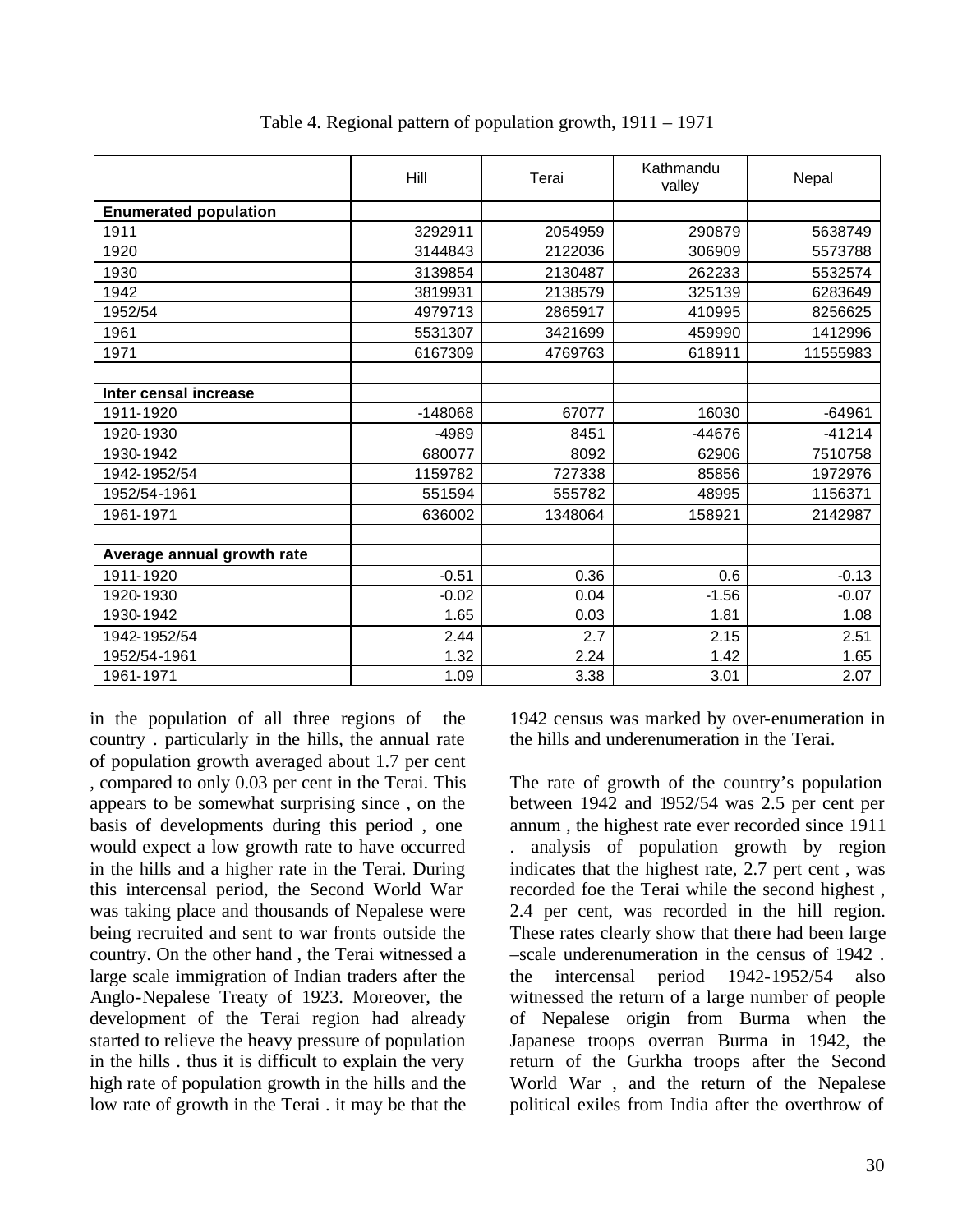Table 4. Regional pattern of population growth, 1911 – 1971

| | Hill | Terai | Kathmandu valley | Nepal |
|---|---|---|---|---|
| **Enumerated population** | | | | |
| 1911 | 3292911 | 2054959 | 290879 | 5638749 |
| 1920 | 3144843 | 2122036 | 306909 | 5573788 |
| 1930 | 3139854 | 2130487 | 262233 | 5532574 |
| 1942 | 3819931 | 2138579 | 325139 | 6283649 |
| 1952/54 | 4979713 | 2865917 | 410995 | 8256625 |
| 1961 | 5531307 | 3421699 | 459990 | 1412996 |
| 1971 | 6167309 | 4769763 | 618911 | 11555983 |
| | | | | |
| **Inter censal increase** | | | | |
| 1911-1920 | -148068 | 67077 | 16030 | -64961 |
| 1920-1930 | -4989 | 8451 | -44676 | -41214 |
| 1930-1942 | 680077 | 8092 | 62906 | 7510758 |
| 1942-1952/54 | 1159782 | 727338 | 85856 | 1972976 |
| 1952/54-1961 | 551594 | 555782 | 48995 | 1156371 |
| 1961-1971 | 636002 | 1348064 | 158921 | 2142987 |
| | | | | |
| **Average annual growth rate** | | | | |
| 1911-1920 | -0.51 | 0.36 | 0.6 | -0.13 |
| 1920-1930 | -0.02 | 0.04 | -1.56 | -0.07 |
| 1930-1942 | 1.65 | 0.03 | 1.81 | 1.08 |
| 1942-1952/54 | 2.44 | 2.7 | 2.15 | 2.51 |
| 1952/54-1961 | 1.32 | 2.24 | 1.42 | 1.65 |
| 1961-1971 | 1.09 | 3.38 | 3.01 | 2.07 |

in the population of all three regions of the country . particularly in the hills, the annual rate of population growth averaged about 1.7 per cent , compared to only 0.03 per cent in the Terai. This appears to be somewhat surprising since , on the basis of developments during this period , one would expect a low growth rate to have occurred in the hills and a higher rate in the Terai. During this intercensal period, the Second World War was taking place and thousands of Nepalese were being recruited and sent to war fronts outside the country. On the other hand , the Terai witnessed a large scale immigration of Indian traders after the Anglo-Nepalese Treaty of 1923. Moreover, the development of the Terai region had already started to relieve the heavy pressure of population in the hills . thus it is difficult to explain the very high rate of population growth in the hills and the low rate of growth in the Terai . it may be that the 1942 census was marked by over-enumeration in the hills and underenumeration in the Terai.

The rate of growth of the country's population between 1942 and 1952/54 was 2.5 per cent per annum , the highest rate ever recorded since 1911 . analysis of population growth by region indicates that the highest rate, 2.7 pert cent , was recorded foe the Terai while the second highest , 2.4 per cent, was recorded in the hill region. These rates clearly show that there had been large –scale underenumeration in the census of 1942 . the intercensal period 1942-1952/54 also witnessed the return of a large number of people of Nepalese origin from Burma when the Japanese troops overran Burma in 1942, the return of the Gurkha troops after the Second World War , and the return of the Nepalese political exiles from India after the overthrow of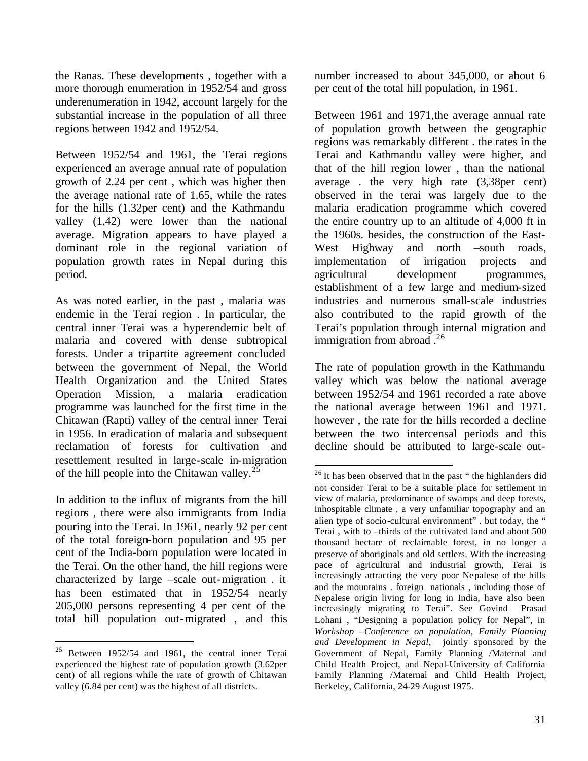the Ranas. These developments , together with a more thorough enumeration in 1952/54 and gross underenumeration in 1942, account largely for the substantial increase in the population of all three regions between 1942 and 1952/54.

Between 1952/54 and 1961, the Terai regions experienced an average annual rate of population growth of 2.24 per cent , which was higher then the average national rate of 1.65, while the rates for the hills (1.32per cent) and the Kathmandu valley (1,42) were lower than the national average. Migration appears to have played a dominant role in the regional variation of population growth rates in Nepal during this period.

As was noted earlier, in the past , malaria was endemic in the Terai region . In particular, the central inner Terai was a hyperendemic belt of malaria and covered with dense subtropical forests. Under a tripartite agreement concluded between the government of Nepal, the World Health Organization and the United States Operation Mission, a malaria eradication programme was launched for the first time in the Chitawan (Rapti) valley of the central inner Terai in 1956. In eradication of malaria and subsequent reclamation of forests for cultivation and resettlement resulted in large-scale in-migration of the hill people into the Chitawan valley.[25]

In addition to the influx of migrants from the hill regions , there were also immigrants from India pouring into the Terai. In 1961, nearly 92 per cent of the total foreign-born population and 95 per cent of the India-born population were located in the Terai. On the other hand, the hill regions were characterized by large –scale out-migration . it has been estimated that in 1952/54 nearly 205,000 persons representing 4 per cent of the total hill population out-migrated , and this number increased to about 345,000, or about 6 per cent of the total hill population, in 1961.

Between 1961 and 1971,the average annual rate of population growth between the geographic regions was remarkably different . the rates in the Terai and Kathmandu valley were higher, and that of the hill region lower , than the national average . the very high rate (3,38per cent) observed in the terai was largely due to the malaria eradication programme which covered the entire country up to an altitude of 4,000 ft in the 1960s. besides, the construction of the East-West Highway and north –south roads, implementation of irrigation projects and agricultural development programmes, establishment of a few large and medium-sized industries and numerous small-scale industries also contributed to the rapid growth of the Terai's population through internal migration and immigration from abroad .[26]

The rate of population growth in the Kathmandu valley which was below the national average between 1952/54 and 1961 recorded a rate above the national average between 1961 and 1971. however , the rate for the hills recorded a decline between the two intercensal periods and this decline should be attributed to large-scale out-

---

[25] Between 1952/54 and 1961, the central inner Terai experienced the highest rate of population growth (3.62per cent) of all regions while the rate of growth of Chitawan valley (6.84 per cent) was the highest of all districts.

[26] It has been observed that in the past " the highlanders did not consider Terai to be a suitable place for settlement in view of malaria, predominance of swamps and deep forests, inhospitable climate , a very unfamiliar topography and an alien type of socio-cultural environment" . but today, the " Terai , with to –thirds of the cultivated land and about 500 thousand hectare of reclaimable forest, in no longer a preserve of aboriginals and old settlers. With the increasing pace of agricultural and industrial growth, Terai is increasingly attracting the very poor Nepalese of the hills and the mountains . foreign nationals , including those of Nepalese origin living for long in India, have also been increasingly migrating to Terai". See Govind Prasad Lohani , "Designing a population policy for Nepal", in *Workshop –Conference on population, Family Planning and Development in Nepal,* jointly sponsored by the Government of Nepal, Family Planning /Maternal and Child Health Project, and Nepal-University of California Family Planning /Maternal and Child Health Project, Berkeley, California, 24-29 August 1975.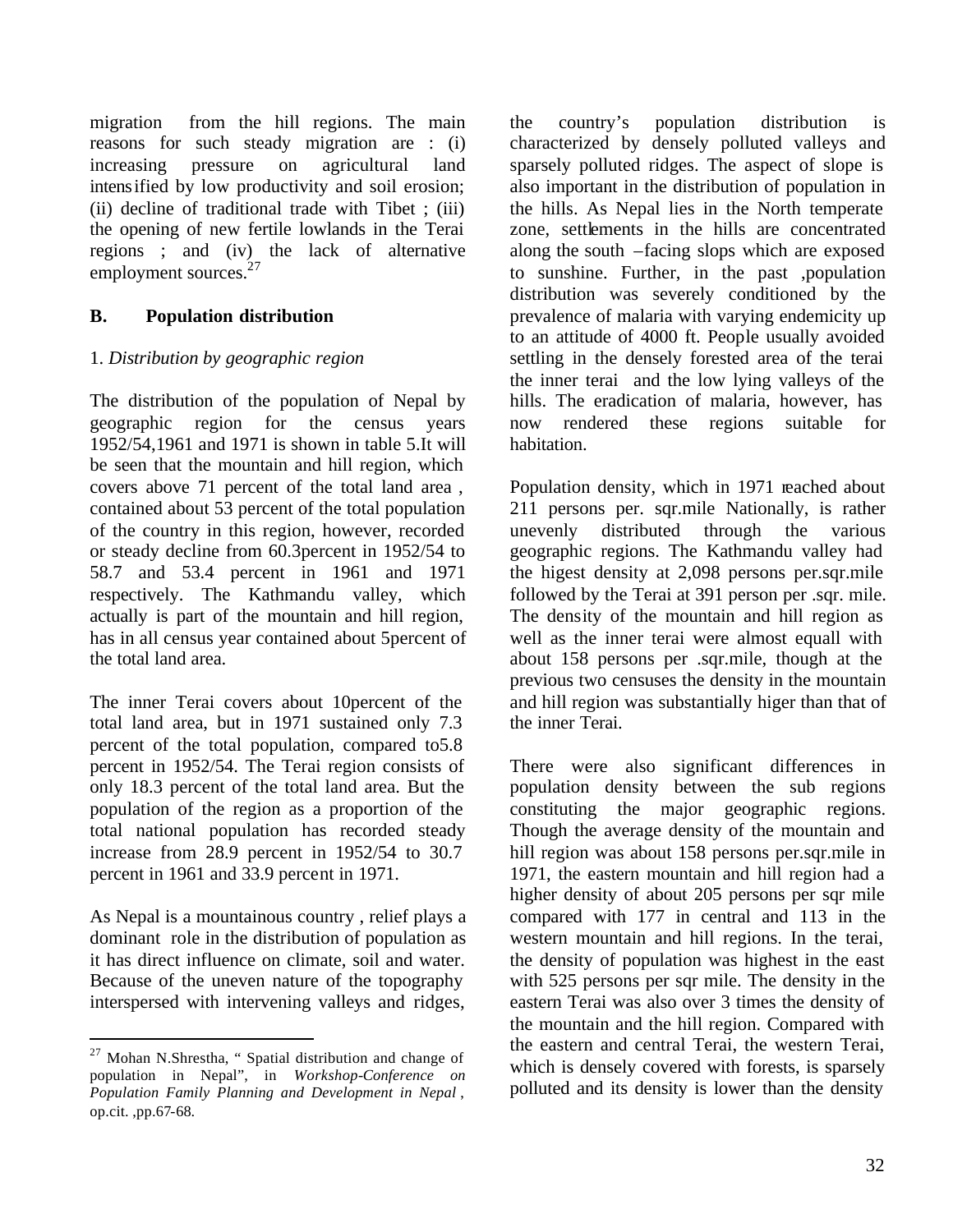migration from the hill regions. The main reasons for such steady migration are : (i) increasing pressure on agricultural land intensified by low productivity and soil erosion; (ii) decline of traditional trade with Tibet ; (iii) the opening of new fertile lowlands in the Terai regions ; and (iv) the lack of alternative employment sources.[27]

**B. Population distribution**

1. *Distribution by geographic region*

The distribution of the population of Nepal by geographic region for the census years 1952/54,1961 and 1971 is shown in table 5.It will be seen that the mountain and hill region, which covers above 71 percent of the total land area , contained about 53 percent of the total population of the country in this region, however, recorded or steady decline from 60.3percent in 1952/54 to 58.7 and 53.4 percent in 1961 and 1971 respectively. The Kathmandu valley, which actually is part of the mountain and hill region, has in all census year contained about 5percent of the total land area.

The inner Terai covers about 10percent of the total land area, but in 1971 sustained only 7.3 percent of the total population, compared to5.8 percent in 1952/54. The Terai region consists of only 18.3 percent of the total land area. But the population of the region as a proportion of the total national population has recorded steady increase from 28.9 percent in 1952/54 to 30.7 percent in 1961 and 33.9 percent in 1971.

As Nepal is a mountainous country , relief plays a dominant role in the distribution of population as it has direct influence on climate, soil and water. Because of the uneven nature of the topography interspersed with intervening valleys and ridges, the country's population distribution is characterized by densely polluted valleys and sparsely polluted ridges. The aspect of slope is also important in the distribution of population in the hills. As Nepal lies in the North temperate zone, settlements in the hills are concentrated along the south –facing slops which are exposed to sunshine. Further, in the past ,population distribution was severely conditioned by the prevalence of malaria with varying endemicity up to an attitude of 4000 ft. People usually avoided settling in the densely forested area of the terai the inner terai and the low lying valleys of the hills. The eradication of malaria, however, has now rendered these regions suitable for habitation.

Population density, which in 1971 reached about 211 persons per. sqr.mile Nationally, is rather unevenly distributed through the various geographic regions. The Kathmandu valley had the higest density at 2,098 persons per.sqr.mile followed by the Terai at 391 person per .sqr. mile. The density of the mountain and hill region as well as the inner terai were almost equall with about 158 persons per .sqr.mile, though at the previous two censuses the density in the mountain and hill region was substantially higer than that of the inner Terai.

There were also significant differences in population density between the sub regions constituting the major geographic regions. Though the average density of the mountain and hill region was about 158 persons per.sqr.mile in 1971, the eastern mountain and hill region had a higher density of about 205 persons per sqr mile compared with 177 in central and 113 in the western mountain and hill regions. In the terai, the density of population was highest in the east with 525 persons per sqr mile. The density in the eastern Terai was also over 3 times the density of the mountain and the hill region. Compared with the eastern and central Terai, the western Terai, which is densely covered with forests, is sparsely polluted and its density is lower than the density

---

[27] Mohan N.Shrestha, " Spatial distribution and change of population in Nepal", in *Workshop-Conference on Population Family Planning and Development in Nepal* , op.cit. ,pp.67-68.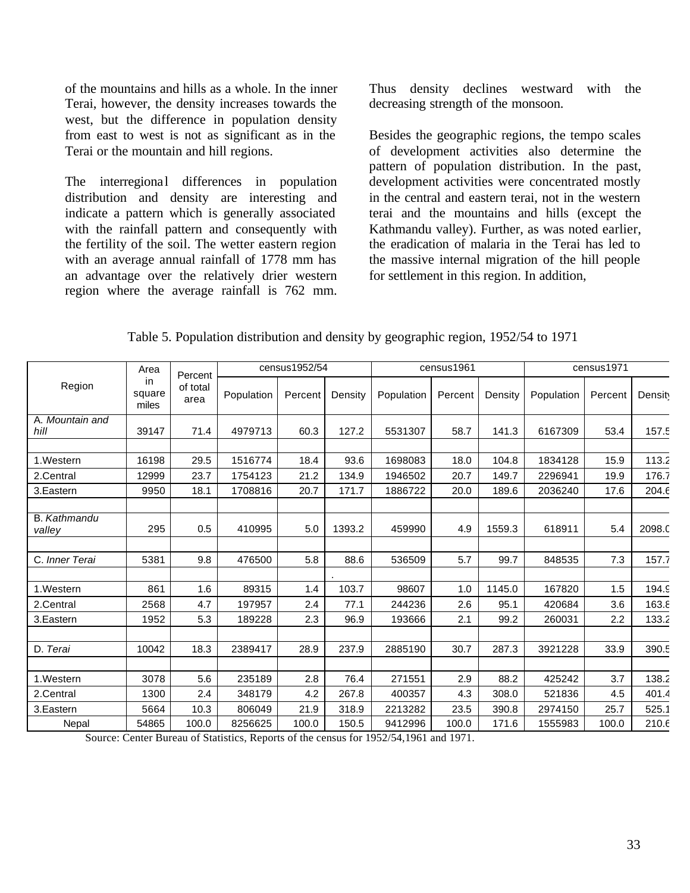of the mountains and hills as a whole. In the inner Terai, however, the density increases towards the west, but the difference in population density from east to west is not as significant as in the Terai or the mountain and hill regions.

The interregional differences in population distribution and density are interesting and indicate a pattern which is generally associated with the rainfall pattern and consequently with the fertility of the soil. The wetter eastern region with an average annual rainfall of 1778 mm has an advantage over the relatively drier western region where the average rainfall is 762 mm. Thus density declines westward with the decreasing strength of the monsoon.

Besides the geographic regions, the tempo scales of development activities also determine the pattern of population distribution. In the past, development activities were concentrated mostly in the central and eastern terai, not in the western terai and the mountains and hills (except the Kathmandu valley). Further, as was noted earlier, the eradication of malaria in the Terai has led to the massive internal migration of the hill people for settlement in this region. In addition,

Table 5. Population distribution and density by geographic region, 1952/54 to 1971

| Region | Area in square miles | Percent of total area | census1952/54 | | | census1961 | | | census1971 | | |
|---|---|---|---|---|---|---|---|---|---|---|---|
| | | | Population | Percent | Density | Population | Percent | Density | Population | Percent | Density |
| A. *Mountain and hill* | 39147 | 71.4 | 4979713 | 60.3 | 127.2 | 5531307 | 58.7 | 141.3 | 6167309 | 53.4 | 157.5 |
| | | | | | | | | | | | |
| 1.Western | 16198 | 29.5 | 1516774 | 18.4 | 93.6 | 1698083 | 18.0 | 104.8 | 1834128 | 15.9 | 113.2 |
| 2.Central | 12999 | 23.7 | 1754123 | 21.2 | 134.9 | 1946502 | 20.7 | 149.7 | 2296941 | 19.9 | 176.7 |
| 3.Eastern | 9950 | 18.1 | 1708816 | 20.7 | 171.7 | 1886722 | 20.0 | 189.6 | 2036240 | 17.6 | 204.6 |
| | | | | | | | | | | | |
| B. *Kathmandu valley* | 295 | 0.5 | 410995 | 5.0 | 1393.2 | 459990 | 4.9 | 1559.3 | 618911 | 5.4 | 2098.0 |
| | | | | | | | | | | | |
| C. *Inner Terai* | 5381 | 9.8 | 476500 | 5.8 | 88.6 | 536509 | 5.7 | 99.7 | 848535 | 7.3 | 157.7 |
| | | | | | . | | | | | | |
| 1.Western | 861 | 1.6 | 89315 | 1.4 | 103.7 | 98607 | 1.0 | 1145.0 | 167820 | 1.5 | 194.9 |
| 2.Central | 2568 | 4.7 | 197957 | 2.4 | 77.1 | 244236 | 2.6 | 95.1 | 420684 | 3.6 | 163.8 |
| 3.Eastern | 1952 | 5.3 | 189228 | 2.3 | 96.9 | 193666 | 2.1 | 99.2 | 260031 | 2.2 | 133.2 |
| | | | | | | | | | | | |
| D. *Terai* | 10042 | 18.3 | 2389417 | 28.9 | 237.9 | 2885190 | 30.7 | 287.3 | 3921228 | 33.9 | 390.5 |
| | | | | | | | | | | | |
| 1.Western | 3078 | 5.6 | 235189 | 2.8 | 76.4 | 271551 | 2.9 | 88.2 | 425242 | 3.7 | 138.2 |
| 2.Central | 1300 | 2.4 | 348179 | 4.2 | 267.8 | 400357 | 4.3 | 308.0 | 521836 | 4.5 | 401.4 |
| 3.Eastern | 5664 | 10.3 | 806049 | 21.9 | 318.9 | 2213282 | 23.5 | 390.8 | 2974150 | 25.7 | 525.1 |
| Nepal | 54865 | 100.0 | 8256625 | 100.0 | 150.5 | 9412996 | 100.0 | 171.6 | 1555983 | 100.0 | 210.6 |

Source: Center Bureau of Statistics, Reports of the census for 1952/54,1961 and 1971.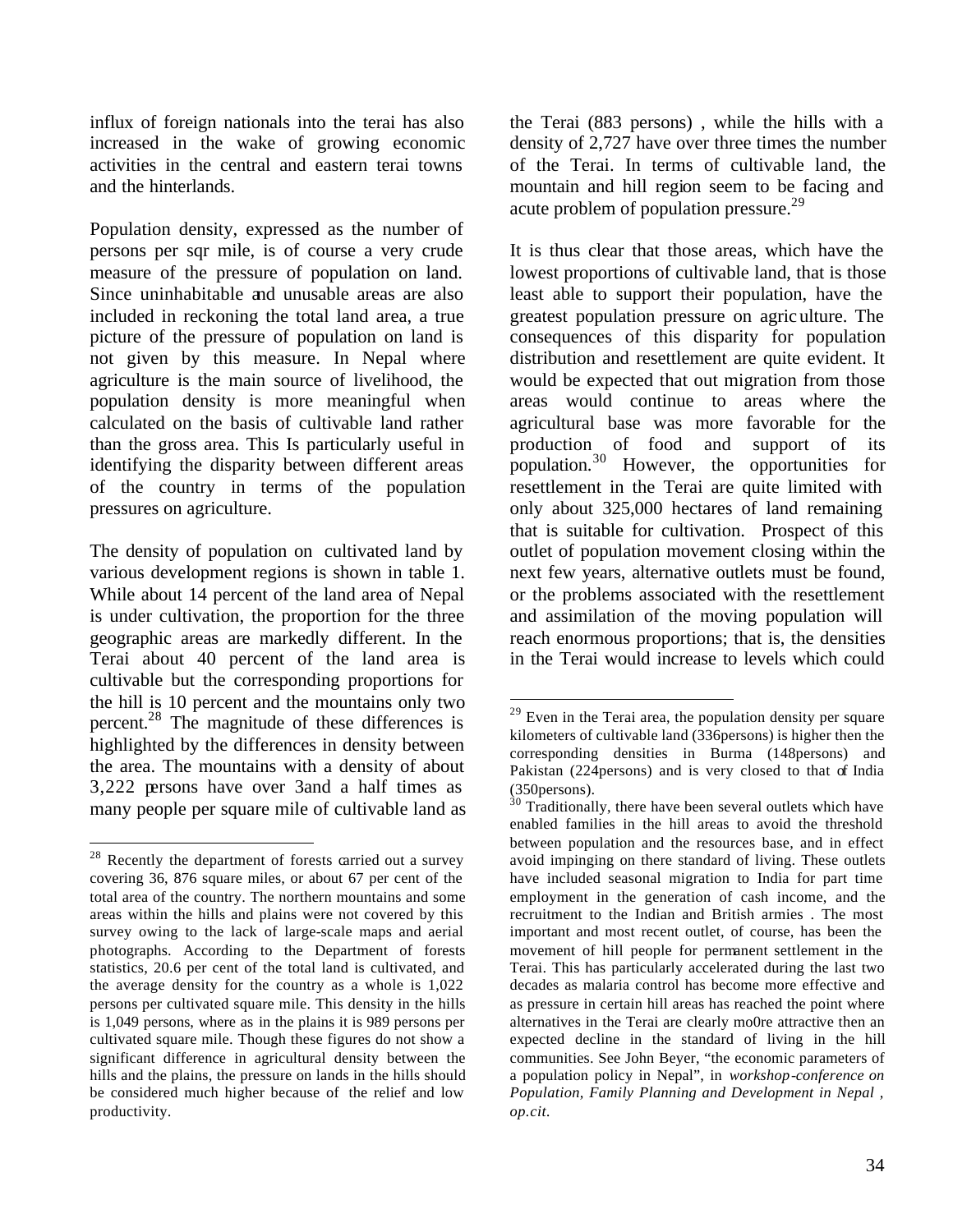influx of foreign nationals into the terai has also increased in the wake of growing economic activities in the central and eastern terai towns and the hinterlands.

Population density, expressed as the number of persons per sqr mile, is of course a very crude measure of the pressure of population on land. Since uninhabitable and unusable areas are also included in reckoning the total land area, a true picture of the pressure of population on land is not given by this measure. In Nepal where agriculture is the main source of livelihood, the population density is more meaningful when calculated on the basis of cultivable land rather than the gross area. This Is particularly useful in identifying the disparity between different areas of the country in terms of the population pressures on agriculture.

The density of population on cultivated land by various development regions is shown in table 1. While about 14 percent of the land area of Nepal is under cultivation, the proportion for the three geographic areas are markedly different. In the Terai about 40 percent of the land area is cultivable but the corresponding proportions for the hill is 10 percent and the mountains only two percent.[28] The magnitude of these differences is highlighted by the differences in density between the area. The mountains with a density of about 3,222 persons have over 3and a half times as many people per square mile of cultivable land as the Terai (883 persons) , while the hills with a density of 2,727 have over three times the number of the Terai. In terms of cultivable land, the mountain and hill region seem to be facing and acute problem of population pressure.[29]

It is thus clear that those areas, which have the lowest proportions of cultivable land, that is those least able to support their population, have the greatest population pressure on agric ulture. The consequences of this disparity for population distribution and resettlement are quite evident. It would be expected that out migration from those areas would continue to areas where the agricultural base was more favorable for the production of food and support of its population.[30] However, the opportunities for resettlement in the Terai are quite limited with only about 325,000 hectares of land remaining that is suitable for cultivation. Prospect of this outlet of population movement closing within the next few years, alternative outlets must be found, or the problems associated with the resettlement and assimilation of the moving population will reach enormous proportions; that is, the densities in the Terai would increase to levels which could

---

[28] Recently the department of forests carried out a survey covering 36, 876 square miles, or about 67 per cent of the total area of the country. The northern mountains and some areas within the hills and plains were not covered by this survey owing to the lack of large-scale maps and aerial photographs. According to the Department of forests statistics, 20.6 per cent of the total land is cultivated, and the average density for the country as a whole is 1,022 persons per cultivated square mile. This density in the hills is 1,049 persons, where as in the plains it is 989 persons per cultivated square mile. Though these figures do not show a significant difference in agricultural density between the hills and the plains, the pressure on lands in the hills should be considered much higher because of the relief and low productivity.

[29] Even in the Terai area, the population density per square kilometers of cultivable land (336persons) is higher then the corresponding densities in Burma (148persons) and Pakistan (224persons) and is very closed to that of India (350persons).

[30] Traditionally, there have been several outlets which have enabled families in the hill areas to avoid the threshold between population and the resources base, and in effect avoid impinging on there standard of living. These outlets have included seasonal migration to India for part time employment in the generation of cash income, and the recruitment to the Indian and British armies . The most important and most recent outlet, of course, has been the movement of hill people for permanent settlement in the Terai. This has particularly accelerated during the last two decades as malaria control has become more effective and as pressure in certain hill areas has reached the point where alternatives in the Terai are clearly mo0re attractive then an expected decline in the standard of living in the hill communities. See John Beyer, "the economic parameters of a population policy in Nepal", in *workshop-conference on Population, Family Planning and Development in Nepal , op.cit.*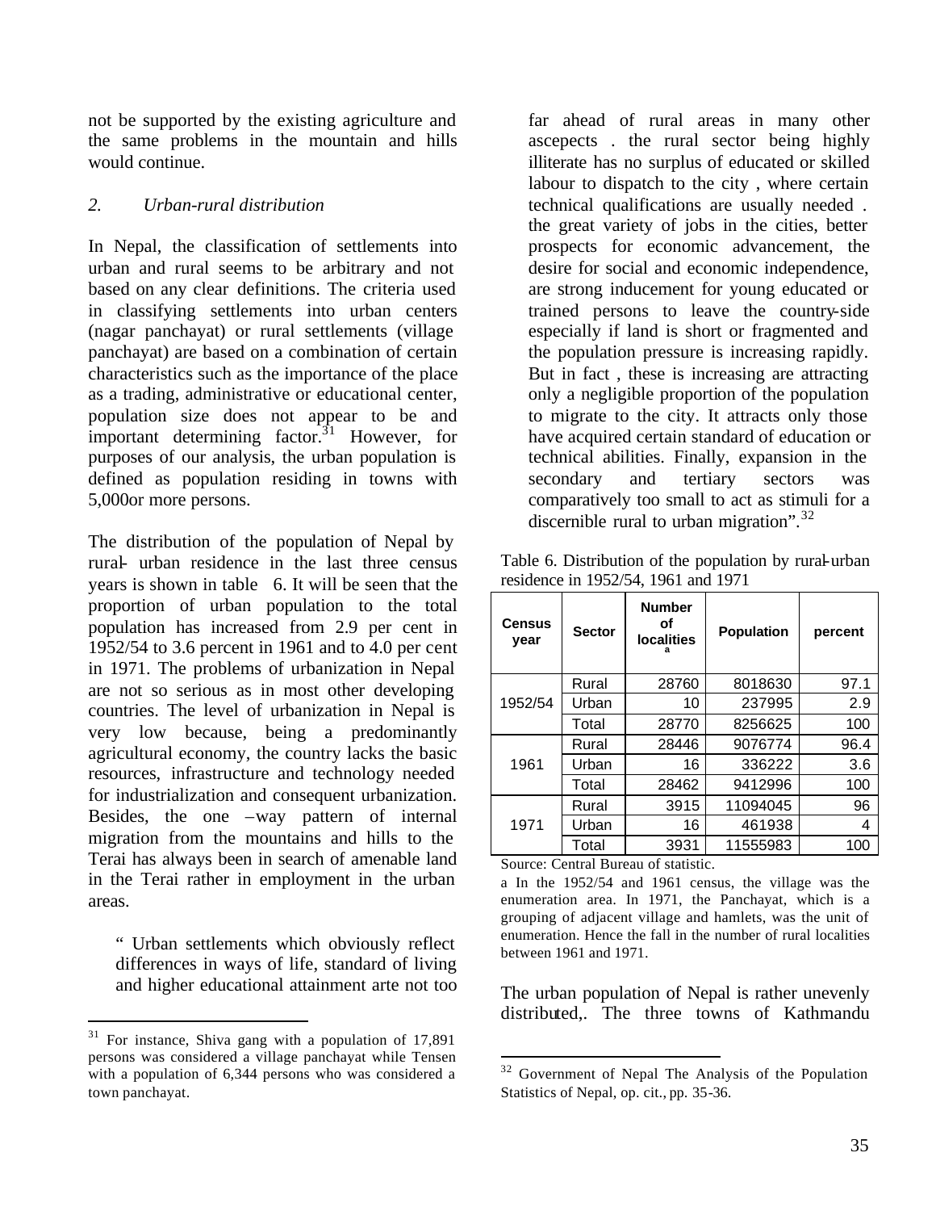not be supported by the existing agriculture and the same problems in the mountain and hills would continue.

*2. Urban-rural distribution*

In Nepal, the classification of settlements into urban and rural seems to be arbitrary and not based on any clear definitions. The criteria used in classifying settlements into urban centers (nagar panchayat) or rural settlements (village panchayat) are based on a combination of certain characteristics such as the importance of the place as a trading, administrative or educational center, population size does not appear to be and important determining factor.[31] However, for purposes of our analysis, the urban population is defined as population residing in towns with 5,000or more persons.

The distribution of the population of Nepal by rural- urban residence in the last three census years is shown in table 6. It will be seen that the proportion of urban population to the total population has increased from 2.9 per cent in 1952/54 to 3.6 percent in 1961 and to 4.0 per cent in 1971. The problems of urbanization in Nepal are not so serious as in most other developing countries. The level of urbanization in Nepal is very low because, being a predominantly agricultural economy, the country lacks the basic resources, infrastructure and technology needed for industrialization and consequent urbanization. Besides, the one –way pattern of internal migration from the mountains and hills to the Terai has always been in search of amenable land in the Terai rather in employment in the urban areas.

> " Urban settlements which obviously reflect differences in ways of life, standard of living and higher educational attainment arte not too far ahead of rural areas in many other ascepects . the rural sector being highly illiterate has no surplus of educated or skilled labour to dispatch to the city , where certain technical qualifications are usually needed . the great variety of jobs in the cities, better prospects for economic advancement, the desire for social and economic independence, are strong inducement for young educated or trained persons to leave the country-side especially if land is short or fragmented and the population pressure is increasing rapidly. But in fact , these is increasing are attracting only a negligible proportion of the population to migrate to the city. It attracts only those have acquired certain standard of education or technical abilities. Finally, expansion in the secondary and tertiary sectors was comparatively too small to act as stimuli for a discernible rural to urban migration".[32]

Table 6. Distribution of the population by rural-urban residence in 1952/54, 1961 and 1971

| Census year | Sector | Number of localities [a] | Population | percent |
|---|---|---|---|---|
| 1952/54 | Rural | 28760 | 8018630 | 97.1 |
| | Urban | 10 | 237995 | 2.9 |
| | Total | 28770 | 8256625 | 100 |
| 1961 | Rural | 28446 | 9076774 | 96.4 |
| | Urban | 16 | 336222 | 3.6 |
| | Total | 28462 | 9412996 | 100 |
| 1971 | Rural | 3915 | 11094045 | 96 |
| | Urban | 16 | 461938 | 4 |
| | Total | 3931 | 11555983 | 100 |

Source: Central Bureau of statistic.

a In the 1952/54 and 1961 census, the village was the enumeration area. In 1971, the Panchayat, which is a grouping of adjacent village and hamlets, was the unit of enumeration. Hence the fall in the number of rural localities between 1961 and 1971.

The urban population of Nepal is rather unevenly distributed,. The three towns of Kathmandu

[31] For instance, Shiva gang with a population of 17,891 persons was considered a village panchayat while Tensen with a population of 6,344 persons who was considered a town panchayat.

[32] Government of Nepal The Analysis of the Population Statistics of Nepal, op. cit., pp. 35-36.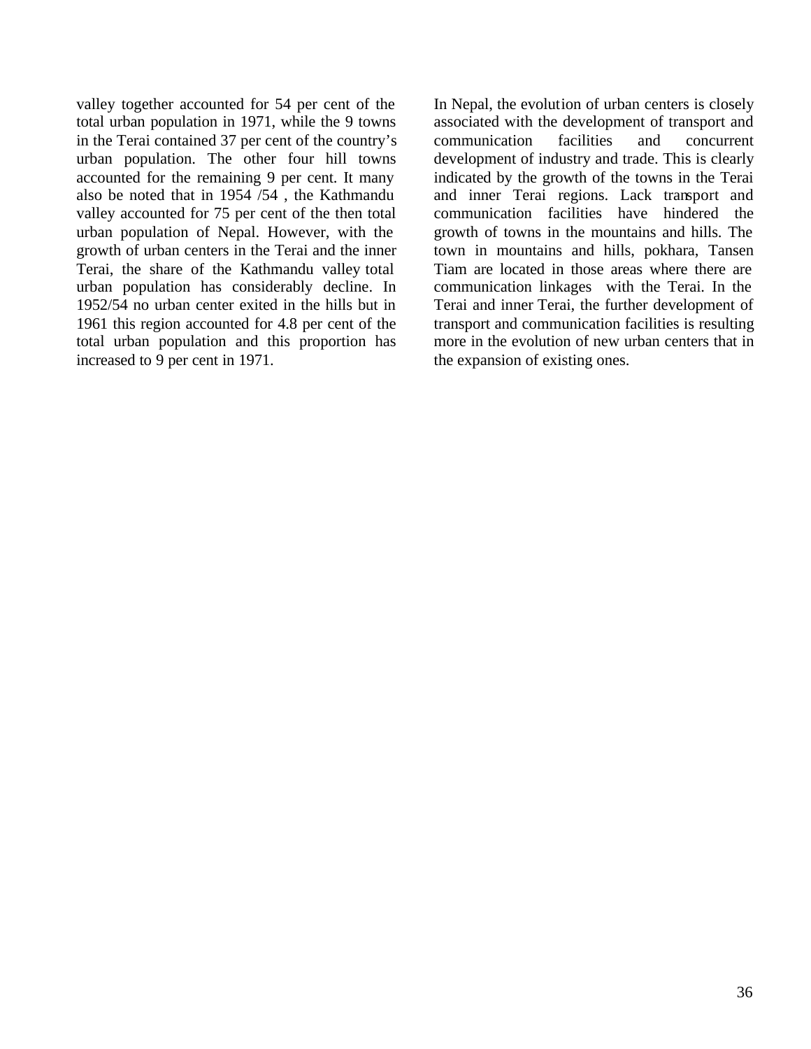valley together accounted for 54 per cent of the total urban population in 1971, while the 9 towns in the Terai contained 37 per cent of the country's urban population. The other four hill towns accounted for the remaining 9 per cent. It many also be noted that in 1954 /54 , the Kathmandu valley accounted for 75 per cent of the then total urban population of Nepal. However, with the growth of urban centers in the Terai and the inner Terai, the share of the Kathmandu valley total urban population has considerably decline. In 1952/54 no urban center exited in the hills but in 1961 this region accounted for 4.8 per cent of the total urban population and this proportion has increased to 9 per cent in 1971.

In Nepal, the evolution of urban centers is closely associated with the development of transport and communication facilities and concurrent development of industry and trade. This is clearly indicated by the growth of the towns in the Terai and inner Terai regions. Lack transport and communication facilities have hindered the growth of towns in the mountains and hills. The town in mountains and hills, pokhara, Tansen Tiam are located in those areas where there are communication linkages with the Terai. In the Terai and inner Terai, the further development of transport and communication facilities is resulting more in the evolution of new urban centers that in the expansion of existing ones.